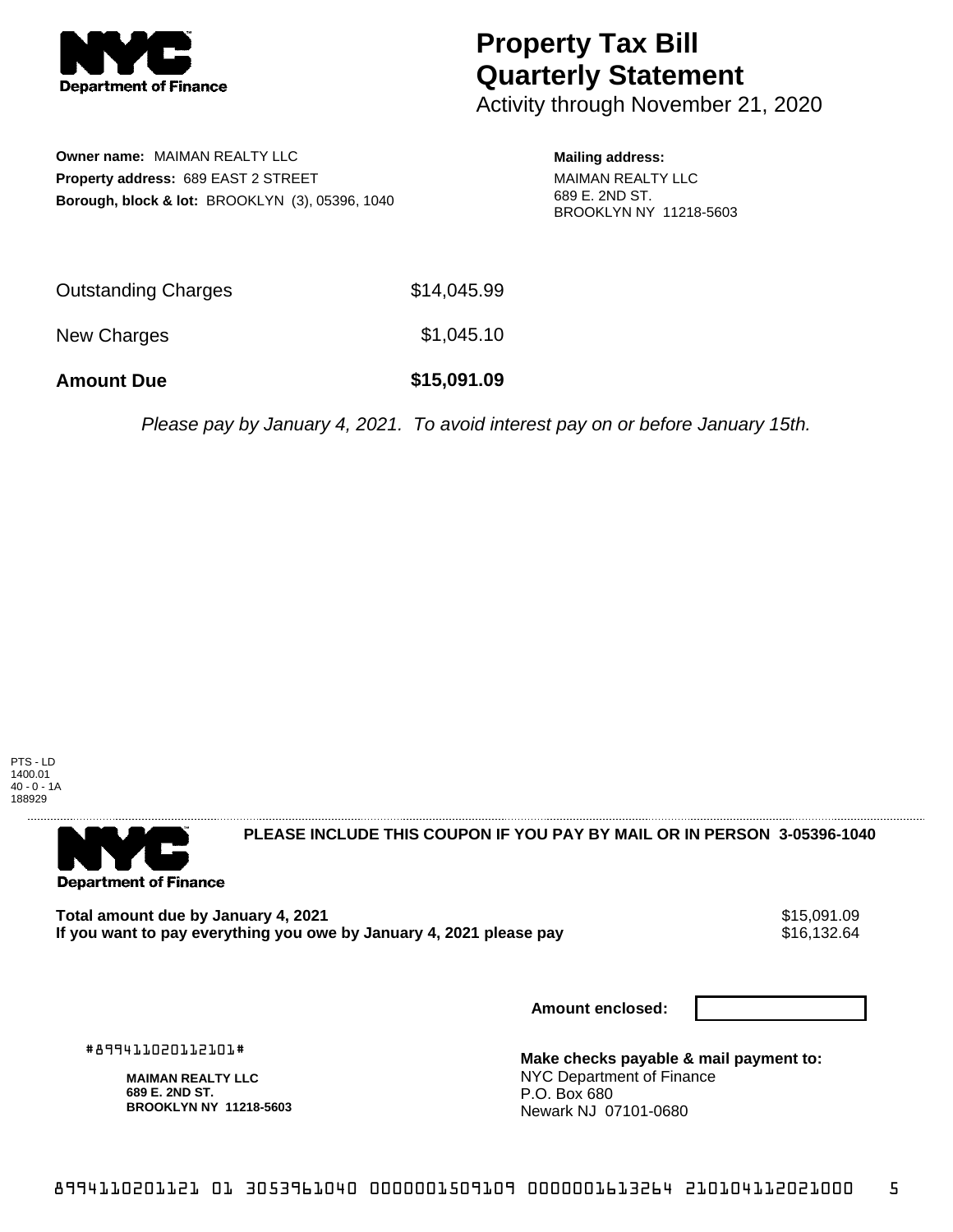# Property Tax Bill Quarterly Statement

Activity through November 21, 2020

**Owner name:** MAIMAN REALTY LLC
**Property address:** 689 EAST 2 STREET
**Borough, block & lot:** BROOKLYN (3), 05396, 1040

**Mailing address:**
MAIMAN REALTY LLC
689 E. 2ND ST.
BROOKLYN NY 11218-5603

| | |
|---|---|
| Outstanding Charges | $14,045.99 |
| New Charges | $1,045.10 |
| **Amount Due** | **$15,091.09** |

*Please pay by January 4, 2021. To avoid interest pay on or before January 15th.*

PTS - LD
1400.01
40 - 0 - 1A
188929

---

**PLEASE INCLUDE THIS COUPON IF YOU PAY BY MAIL OR IN PERSON 3-05396-1040**

| | |
|---|---|
| **Total amount due by January 4, 2021** | $15,091.09 |
| **If you want to pay everything you owe by January 4, 2021 please pay** | $16,132.64 |

**Amount enclosed:**

#899411020112101#

**MAIMAN REALTY LLC**
**689 E. 2ND ST.**
**BROOKLYN NY 11218-5603**

**Make checks payable & mail payment to:**
NYC Department of Finance
P.O. Box 680
Newark NJ 07101-0680

8994110201121 01 3053961040 0000001509109 0000001613264 210104112021000 5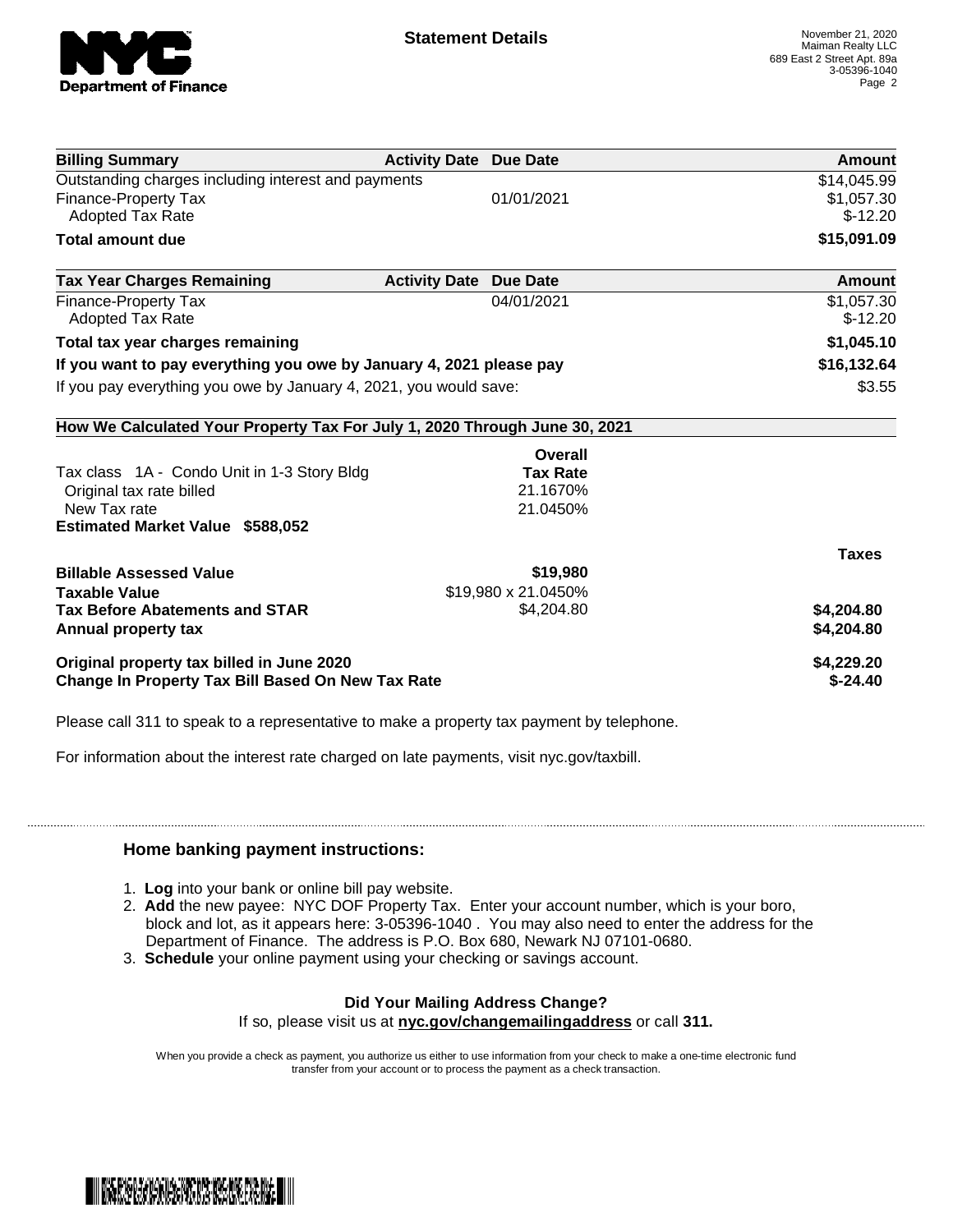**Statement Details**

November 21, 2020
Maiman Realty LLC
689 East 2 Street Apt. 89a
3-05396-1040
Page 2

| Billing Summary | Activity Date | Due Date | Amount |
|---|---|---|---|
| Outstanding charges including interest and payments | | | $14,045.99 |
| Finance-Property Tax | | 01/01/2021 | $1,057.30 |
| Adopted Tax Rate | | | $-12.20 |
| **Total amount due** | | | **$15,091.09** |

| Tax Year Charges Remaining | Activity Date | Due Date | Amount |
|---|---|---|---|
| Finance-Property Tax | | 04/01/2021 | $1,057.30 |
| Adopted Tax Rate | | | $-12.20 |
| **Total tax year charges remaining** | | | **$1,045.10** |
| **If you want to pay everything you owe by January 4, 2021 please pay** | | | **$16,132.64** |
| If you pay everything you owe by January 4, 2021, you would save: | | | $3.55 |

**How We Calculated Your Property Tax For July 1, 2020 Through June 30, 2021**

| | Overall Tax Rate | Taxes |
|---|---|---|
| Tax class 1A - Condo Unit in 1-3 Story Bldg | | |
| Original tax rate billed | 21.1670% | |
| New Tax rate | 21.0450% | |
| **Estimated Market Value $588,052** | | |
| **Billable Assessed Value** | **$19,980** | |
| **Taxable Value** | $19,980 x 21.0450% | |
| **Tax Before Abatements and STAR** | $4,204.80 | **$4,204.80** |
| **Annual property tax** | | **$4,204.80** |
| **Original property tax billed in June 2020** | | **$4,229.20** |
| **Change In Property Tax Bill Based On New Tax Rate** | | **$-24.40** |

Please call 311 to speak to a representative to make a property tax payment by telephone.

For information about the interest rate charged on late payments, visit nyc.gov/taxbill.

## Home banking payment instructions:

1. **Log** into your bank or online bill pay website.
2. **Add** the new payee: NYC DOF Property Tax. Enter your account number, which is your boro, block and lot, as it appears here: 3-05396-1040 . You may also need to enter the address for the Department of Finance. The address is P.O. Box 680, Newark NJ 07101-0680.
3. **Schedule** your online payment using your checking or savings account.

**Did Your Mailing Address Change?**
If so, please visit us at **nyc.gov/changemailingaddress** or call **311.**

When you provide a check as payment, you authorize us either to use information from your check to make a one-time electronic fund transfer from your account or to process the payment as a check transaction.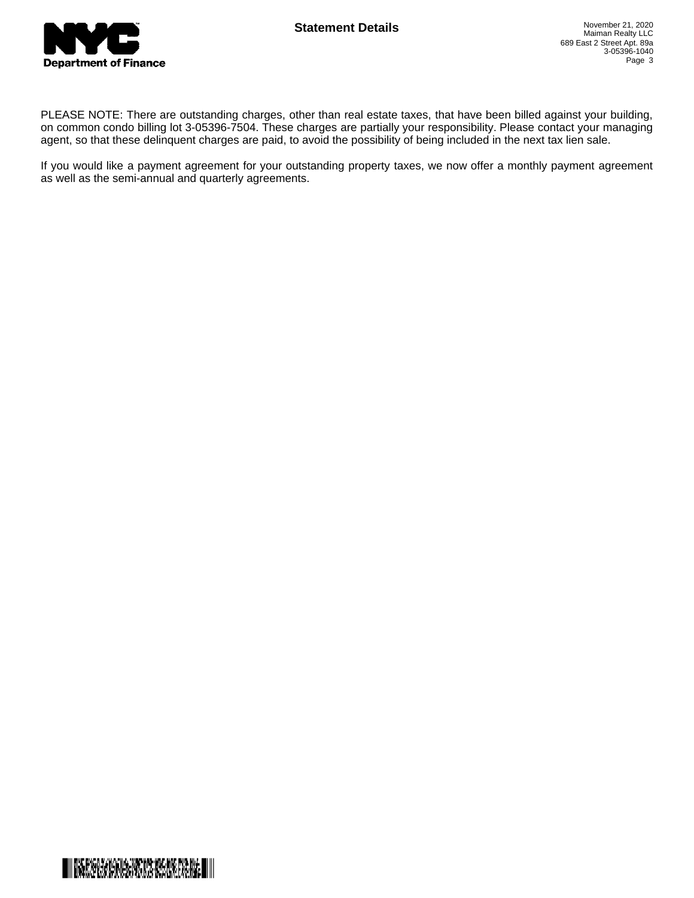PLEASE NOTE: There are outstanding charges, other than real estate taxes, that have been billed against your building, on common condo billing lot 3-05396-7504. These charges are partially your responsibility. Please contact your managing agent, so that these delinquent charges are paid, to avoid the possibility of being included in the next tax lien sale.

If you would like a payment agreement for your outstanding property taxes, we now offer a monthly payment agreement as well as the semi-annual and quarterly agreements.